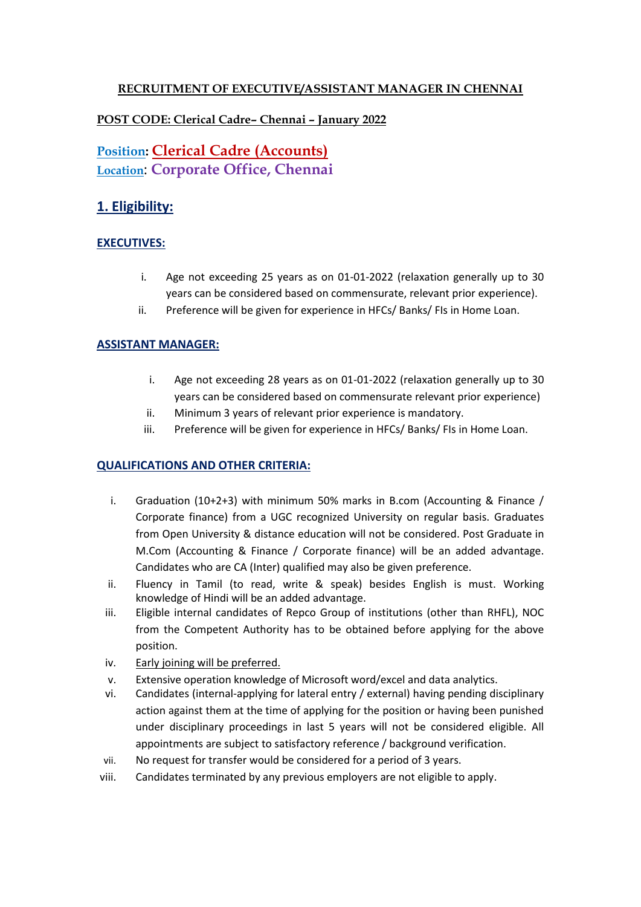# RECRUITMENT OF EXECUTIVE/ASSISTANT MANAGER IN CHENNAI

**POST CODE: Clerical Cadre– Chennai – January 2022**

**Position: Clerical Cadre (Accounts)**
**Location: Corporate Office, Chennai**

## 1. Eligibility:

### EXECUTIVES:

i. Age not exceeding 25 years as on 01-01-2022 (relaxation generally up to 30 years can be considered based on commensurate, relevant prior experience).
ii. Preference will be given for experience in HFCs/ Banks/ FIs in Home Loan.

### ASSISTANT MANAGER:

i. Age not exceeding 28 years as on 01-01-2022 (relaxation generally up to 30 years can be considered based on commensurate relevant prior experience)
ii. Minimum 3 years of relevant prior experience is mandatory.
iii. Preference will be given for experience in HFCs/ Banks/ FIs in Home Loan.

### QUALIFICATIONS AND OTHER CRITERIA:

i. Graduation (10+2+3) with minimum 50% marks in B.com (Accounting & Finance / Corporate finance) from a UGC recognized University on regular basis. Graduates from Open University & distance education will not be considered. Post Graduate in M.Com (Accounting & Finance / Corporate finance) will be an added advantage. Candidates who are CA (Inter) qualified may also be given preference.
ii. Fluency in Tamil (to read, write & speak) besides English is must. Working knowledge of Hindi will be an added advantage.
iii. Eligible internal candidates of Repco Group of institutions (other than RHFL), NOC from the Competent Authority has to be obtained before applying for the above position.
iv. Early joining will be preferred.
v. Extensive operation knowledge of Microsoft word/excel and data analytics.
vi. Candidates (internal-applying for lateral entry / external) having pending disciplinary action against them at the time of applying for the position or having been punished under disciplinary proceedings in last 5 years will not be considered eligible. All appointments are subject to satisfactory reference / background verification.
vii. No request for transfer would be considered for a period of 3 years.
viii. Candidates terminated by any previous employers are not eligible to apply.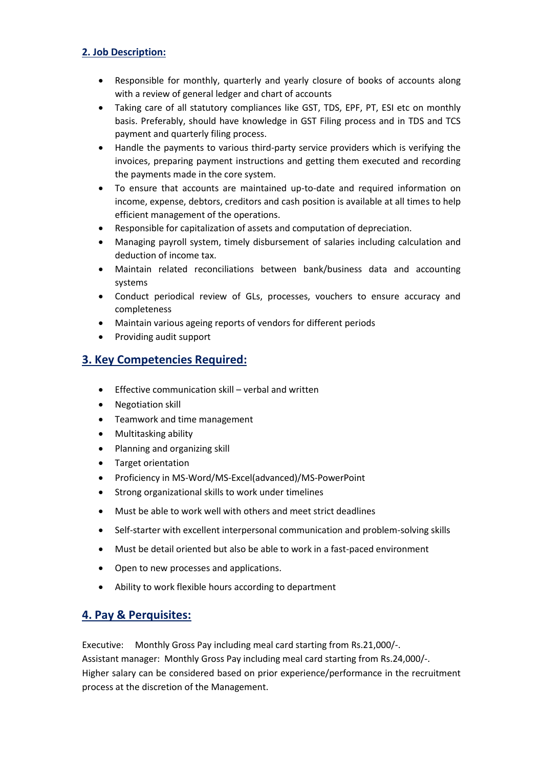## 2. Job Description:

- Responsible for monthly, quarterly and yearly closure of books of accounts along with a review of general ledger and chart of accounts
- Taking care of all statutory compliances like GST, TDS, EPF, PT, ESI etc on monthly basis. Preferably, should have knowledge in GST Filing process and in TDS and TCS payment and quarterly filing process.
- Handle the payments to various third-party service providers which is verifying the invoices, preparing payment instructions and getting them executed and recording the payments made in the core system.
- To ensure that accounts are maintained up-to-date and required information on income, expense, debtors, creditors and cash position is available at all times to help efficient management of the operations.
- Responsible for capitalization of assets and computation of depreciation.
- Managing payroll system, timely disbursement of salaries including calculation and deduction of income tax.
- Maintain related reconciliations between bank/business data and accounting systems
- Conduct periodical review of GLs, processes, vouchers to ensure accuracy and completeness
- Maintain various ageing reports of vendors for different periods
- Providing audit support

## 3. Key Competencies Required:

- Effective communication skill – verbal and written
- Negotiation skill
- Teamwork and time management
- Multitasking ability
- Planning and organizing skill
- Target orientation
- Proficiency in MS-Word/MS-Excel(advanced)/MS-PowerPoint
- Strong organizational skills to work under timelines
- Must be able to work well with others and meet strict deadlines
- Self-starter with excellent interpersonal communication and problem-solving skills
- Must be detail oriented but also be able to work in a fast-paced environment
- Open to new processes and applications.
- Ability to work flexible hours according to department

## 4. Pay & Perquisites:

Executive: Monthly Gross Pay including meal card starting from Rs.21,000/-.
Assistant manager: Monthly Gross Pay including meal card starting from Rs.24,000/-.
Higher salary can be considered based on prior experience/performance in the recruitment process at the discretion of the Management.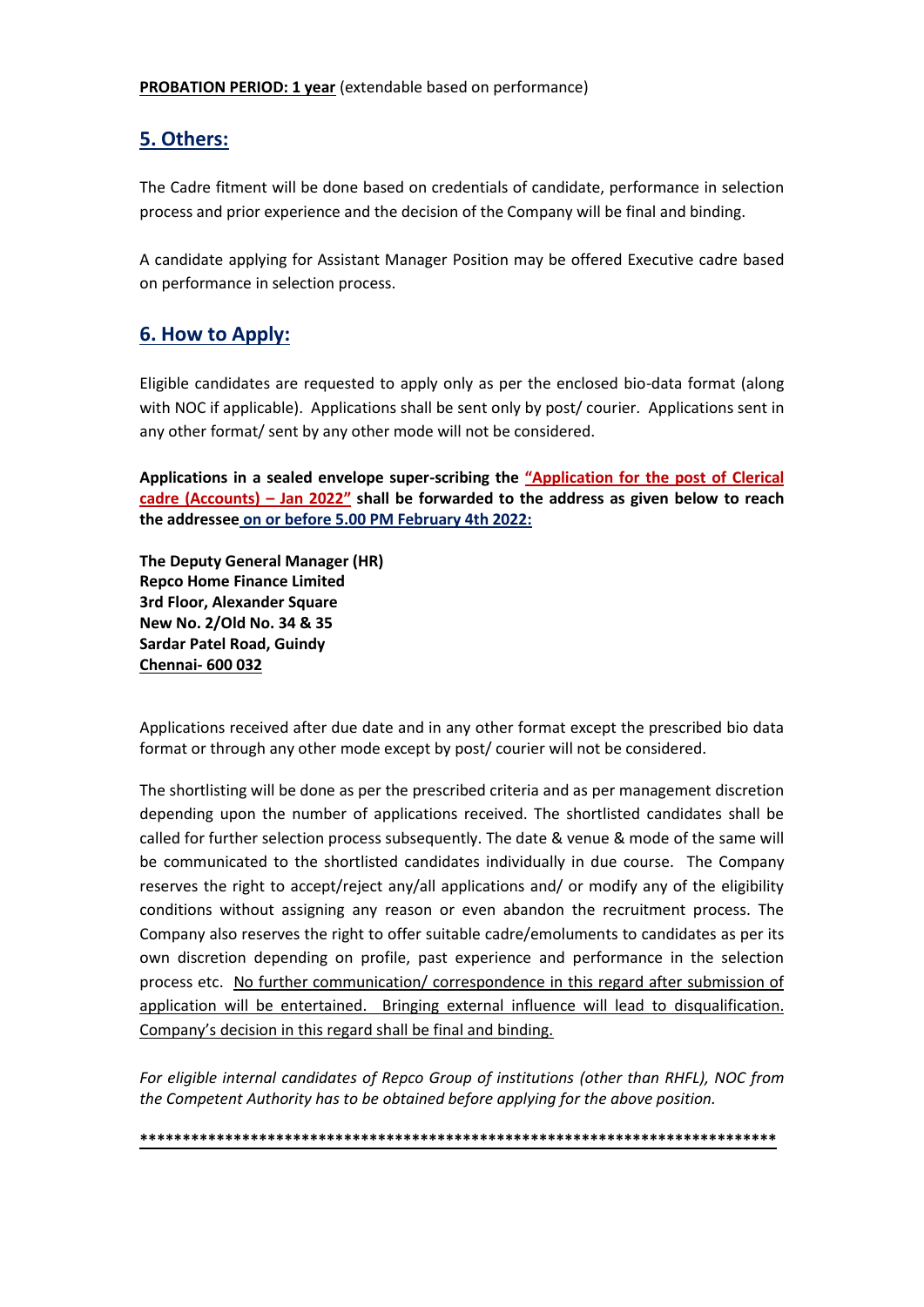**PROBATION PERIOD: 1 year** (extendable based on performance)

## 5. Others:

The Cadre fitment will be done based on credentials of candidate, performance in selection process and prior experience and the decision of the Company will be final and binding.

A candidate applying for Assistant Manager Position may be offered Executive cadre based on performance in selection process.

## 6. How to Apply:

Eligible candidates are requested to apply only as per the enclosed bio-data format (along with NOC if applicable). Applications shall be sent only by post/ courier. Applications sent in any other format/ sent by any other mode will not be considered.

**Applications in a sealed envelope super-scribing the "Application for the post of Clerical cadre (Accounts) – Jan 2022" shall be forwarded to the address as given below to reach the addressee on or before 5.00 PM February 4th 2022:**

**The Deputy General Manager (HR)**
**Repco Home Finance Limited**
**3rd Floor, Alexander Square**
**New No. 2/Old No. 34 & 35**
**Sardar Patel Road, Guindy**
**Chennai- 600 032**

Applications received after due date and in any other format except the prescribed bio data format or through any other mode except by post/ courier will not be considered.

The shortlisting will be done as per the prescribed criteria and as per management discretion depending upon the number of applications received. The shortlisted candidates shall be called for further selection process subsequently. The date & venue & mode of the same will be communicated to the shortlisted candidates individually in due course. The Company reserves the right to accept/reject any/all applications and/ or modify any of the eligibility conditions without assigning any reason or even abandon the recruitment process. The Company also reserves the right to offer suitable cadre/emoluments to candidates as per its own discretion depending on profile, past experience and performance in the selection process etc. No further communication/ correspondence in this regard after submission of application will be entertained. Bringing external influence will lead to disqualification. Company's decision in this regard shall be final and binding.

*For eligible internal candidates of Repco Group of institutions (other than RHFL), NOC from the Competent Authority has to be obtained before applying for the above position.*

******************************************************************************